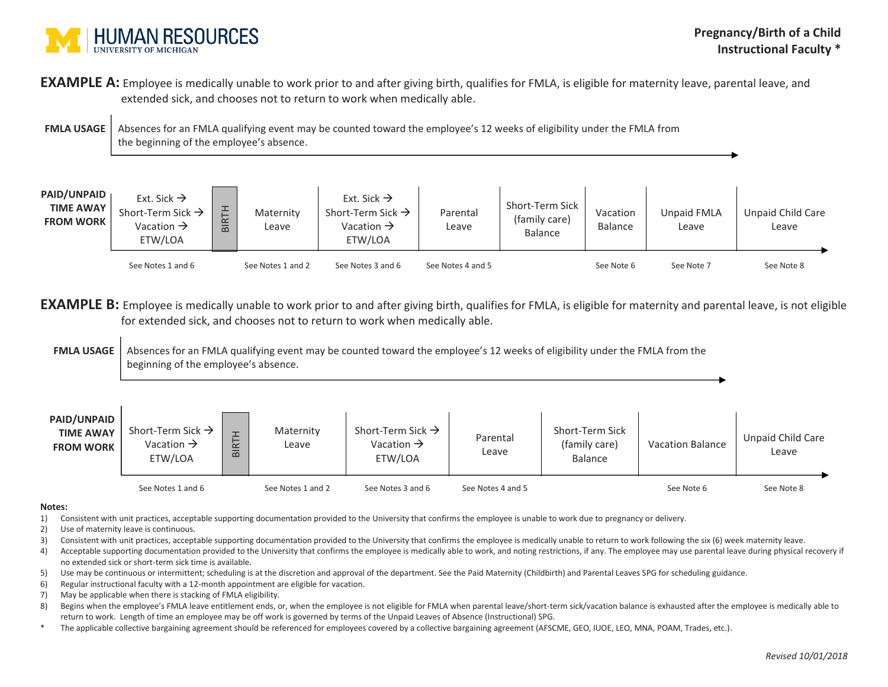**Pregnancy/Birth of a Child**
**Instructional Faculty ***

**EXAMPLE A:** Employee is medically unable to work prior to and after giving birth, qualifies for FMLA, is eligible for maternity leave, parental leave, and extended sick, and chooses not to return to work when medically able.

**FMLA USAGE** — Absences for an FMLA qualifying event may be counted toward the employee's 12 weeks of eligibility under the FMLA from the beginning of the employee's absence.

**PAID/UNPAID TIME AWAY FROM WORK**

| Ext. Sick → Short-Term Sick → Vacation → ETW/LOA | BIRTH | Maternity Leave | Ext. Sick → Short-Term Sick → Vacation → ETW/LOA | Parental Leave | Short-Term Sick (family care) Balance | Vacation Balance | Unpaid FMLA Leave | Unpaid Child Care Leave |
|---|---|---|---|---|---|---|---|---|
| See Notes 1 and 6 | | See Notes 1 and 2 | See Notes 3 and 6 | See Notes 4 and 5 | | See Note 6 | See Note 7 | See Note 8 |

**EXAMPLE B:** Employee is medically unable to work prior to and after giving birth, qualifies for FMLA, is eligible for maternity and parental leave, is not eligible for extended sick, and chooses not to return to work when medically able.

**FMLA USAGE** — Absences for an FMLA qualifying event may be counted toward the employee's 12 weeks of eligibility under the FMLA from the beginning of the employee's absence.

**PAID/UNPAID TIME AWAY FROM WORK**

| Short-Term Sick → Vacation → ETW/LOA | BIRTH | Maternity Leave | Short-Term Sick → Vacation → ETW/LOA | Parental Leave | Short-Term Sick (family care) Balance | Vacation Balance | Unpaid Child Care Leave |
|---|---|---|---|---|---|---|---|
| See Notes 1 and 6 | | See Notes 1 and 2 | See Notes 3 and 6 | See Notes 4 and 5 | | See Note 6 | See Note 8 |

**Notes:**

1) Consistent with unit practices, acceptable supporting documentation provided to the University that confirms the employee is unable to work due to pregnancy or delivery.
2) Use of maternity leave is continuous.
3) Consistent with unit practices, acceptable supporting documentation provided to the University that confirms the employee is medically unable to return to work following the six (6) week maternity leave.
4) Acceptable supporting documentation provided to the University that confirms the employee is medically able to work, and noting restrictions, if any. The employee may use parental leave during physical recovery if no extended sick or short-term sick time is available.
5) Use may be continuous or intermittent; scheduling is at the discretion and approval of the department. See the Paid Maternity (Childbirth) and Parental Leaves SPG for scheduling guidance.
6) Regular instructional faculty with a 12-month appointment are eligible for vacation.
7) May be applicable when there is stacking of FMLA eligibility.
8) Begins when the employee's FMLA leave entitlement ends, or, when the employee is not eligible for FMLA when parental leave/short-term sick/vacation balance is exhausted after the employee is medically able to return to work. Length of time an employee may be off work is governed by terms of the Unpaid Leaves of Absence (Instructional) SPG.

\* The applicable collective bargaining agreement should be referenced for employees covered by a collective bargaining agreement (AFSCME, GEO, IUOE, LEO, MNA, POAM, Trades, etc.).

*Revised 10/01/2018*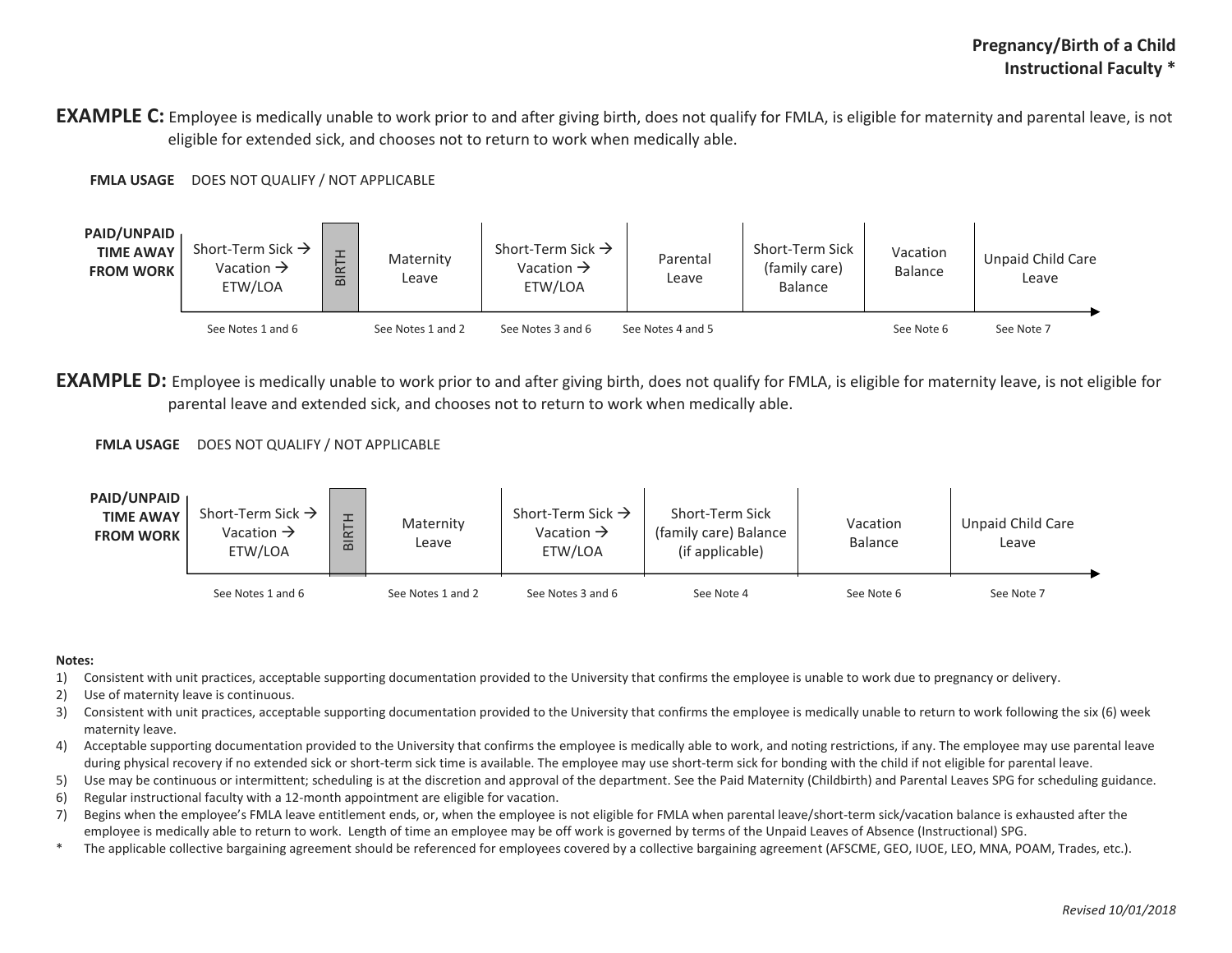**Pregnancy/Birth of a Child**
**Instructional Faculty ***

**EXAMPLE C:** Employee is medically unable to work prior to and after giving birth, does not qualify for FMLA, is eligible for maternity and parental leave, is not eligible for extended sick, and chooses not to return to work when medically able.

**FMLA USAGE** DOES NOT QUALIFY / NOT APPLICABLE

| PAID/UNPAID TIME AWAY FROM WORK | Short-Term Sick → Vacation → ETW/LOA | BIRTH | Maternity Leave | Short-Term Sick → Vacation → ETW/LOA | Parental Leave | Short-Term Sick (family care) Balance | Vacation Balance | Unpaid Child Care Leave |
|---|---|---|---|---|---|---|---|---|
| | See Notes 1 and 6 | | See Notes 1 and 2 | See Notes 3 and 6 | See Notes 4 and 5 | | See Note 6 | See Note 7 |

**EXAMPLE D:** Employee is medically unable to work prior to and after giving birth, does not qualify for FMLA, is eligible for maternity leave, is not eligible for parental leave and extended sick, and chooses not to return to work when medically able.

**FMLA USAGE** DOES NOT QUALIFY / NOT APPLICABLE

| PAID/UNPAID TIME AWAY FROM WORK | Short-Term Sick → Vacation → ETW/LOA | BIRTH | Maternity Leave | Short-Term Sick → Vacation → ETW/LOA | Short-Term Sick (family care) Balance (if applicable) | Vacation Balance | Unpaid Child Care Leave |
|---|---|---|---|---|---|---|---|
| | See Notes 1 and 6 | | See Notes 1 and 2 | See Notes 3 and 6 | See Note 4 | See Note 6 | See Note 7 |

**Notes:**

1) Consistent with unit practices, acceptable supporting documentation provided to the University that confirms the employee is unable to work due to pregnancy or delivery.
2) Use of maternity leave is continuous.
3) Consistent with unit practices, acceptable supporting documentation provided to the University that confirms the employee is medically unable to return to work following the six (6) week maternity leave.
4) Acceptable supporting documentation provided to the University that confirms the employee is medically able to work, and noting restrictions, if any. The employee may use parental leave during physical recovery if no extended sick or short-term sick time is available. The employee may use short-term sick for bonding with the child if not eligible for parental leave.
5) Use may be continuous or intermittent; scheduling is at the discretion and approval of the department. See the Paid Maternity (Childbirth) and Parental Leaves SPG for scheduling guidance.
6) Regular instructional faculty with a 12-month appointment are eligible for vacation.
7) Begins when the employee's FMLA leave entitlement ends, or, when the employee is not eligible for FMLA when parental leave/short-term sick/vacation balance is exhausted after the employee is medically able to return to work. Length of time an employee may be off work is governed by terms of the Unpaid Leaves of Absence (Instructional) SPG.

\* The applicable collective bargaining agreement should be referenced for employees covered by a collective bargaining agreement (AFSCME, GEO, IUOE, LEO, MNA, POAM, Trades, etc.).

*Revised 10/01/2018*